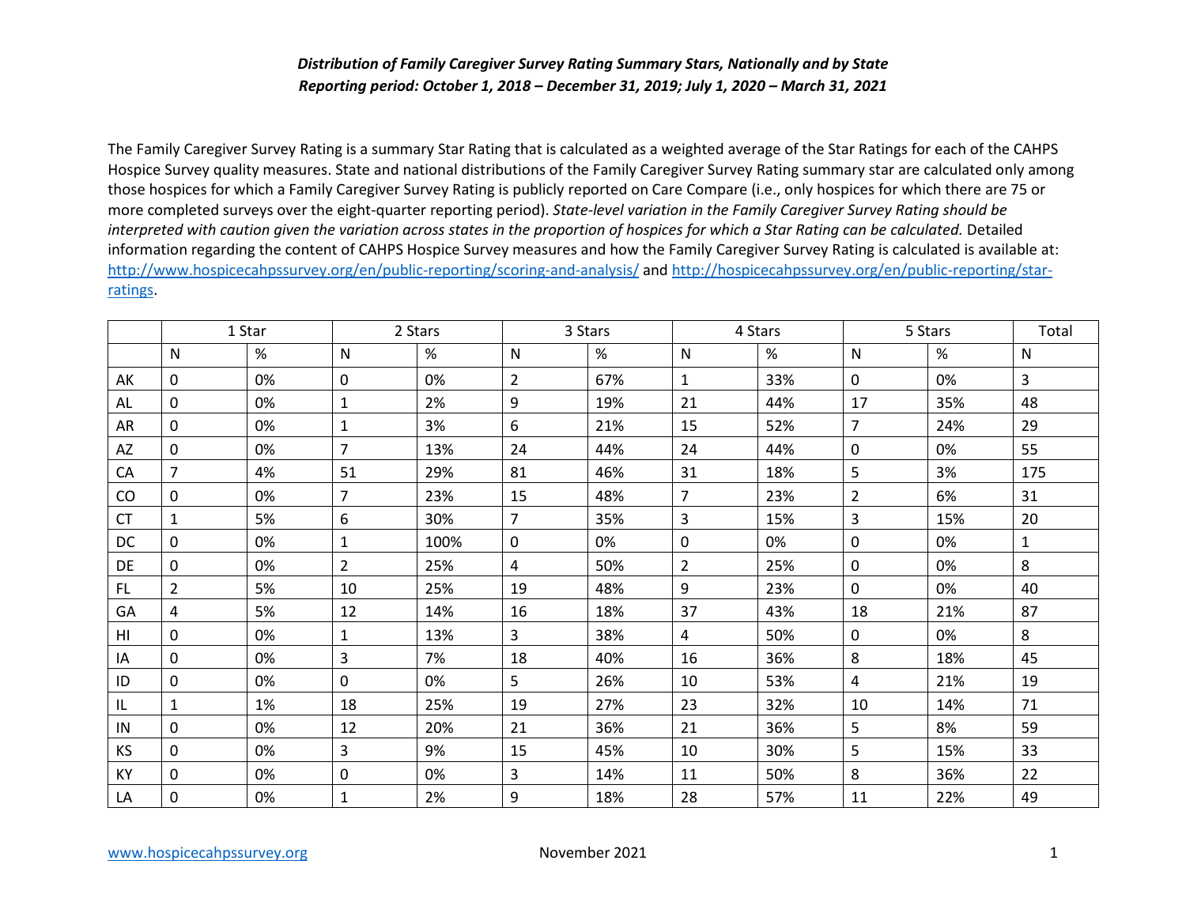***Distribution of Family Caregiver Survey Rating Summary Stars, Nationally and by State***
***Reporting period: October 1, 2018 – December 31, 2019; July 1, 2020 – March 31, 2021***

The Family Caregiver Survey Rating is a summary Star Rating that is calculated as a weighted average of the Star Ratings for each of the CAHPS Hospice Survey quality measures. State and national distributions of the Family Caregiver Survey Rating summary star are calculated only among those hospices for which a Family Caregiver Survey Rating is publicly reported on Care Compare (i.e., only hospices for which there are 75 or more completed surveys over the eight-quarter reporting period). *State-level variation in the Family Caregiver Survey Rating should be interpreted with caution given the variation across states in the proportion of hospices for which a Star Rating can be calculated.* Detailed information regarding the content of CAHPS Hospice Survey measures and how the Family Caregiver Survey Rating is calculated is available at: http://www.hospicecahpssurvey.org/en/public-reporting/scoring-and-analysis/ and http://hospicecahpssurvey.org/en/public-reporting/star-ratings.

| | 1 Star | | 2 Stars | | 3 Stars | | 4 Stars | | 5 Stars | | Total |
|---|---|---|---|---|---|---|---|---|---|---|---|
| | N | % | N | % | N | % | N | % | N | % | N |
| AK | 0 | 0% | 0 | 0% | 2 | 67% | 1 | 33% | 0 | 0% | 3 |
| AL | 0 | 0% | 1 | 2% | 9 | 19% | 21 | 44% | 17 | 35% | 48 |
| AR | 0 | 0% | 1 | 3% | 6 | 21% | 15 | 52% | 7 | 24% | 29 |
| AZ | 0 | 0% | 7 | 13% | 24 | 44% | 24 | 44% | 0 | 0% | 55 |
| CA | 7 | 4% | 51 | 29% | 81 | 46% | 31 | 18% | 5 | 3% | 175 |
| CO | 0 | 0% | 7 | 23% | 15 | 48% | 7 | 23% | 2 | 6% | 31 |
| CT | 1 | 5% | 6 | 30% | 7 | 35% | 3 | 15% | 3 | 15% | 20 |
| DC | 0 | 0% | 1 | 100% | 0 | 0% | 0 | 0% | 0 | 0% | 1 |
| DE | 0 | 0% | 2 | 25% | 4 | 50% | 2 | 25% | 0 | 0% | 8 |
| FL | 2 | 5% | 10 | 25% | 19 | 48% | 9 | 23% | 0 | 0% | 40 |
| GA | 4 | 5% | 12 | 14% | 16 | 18% | 37 | 43% | 18 | 21% | 87 |
| HI | 0 | 0% | 1 | 13% | 3 | 38% | 4 | 50% | 0 | 0% | 8 |
| IA | 0 | 0% | 3 | 7% | 18 | 40% | 16 | 36% | 8 | 18% | 45 |
| ID | 0 | 0% | 0 | 0% | 5 | 26% | 10 | 53% | 4 | 21% | 19 |
| IL | 1 | 1% | 18 | 25% | 19 | 27% | 23 | 32% | 10 | 14% | 71 |
| IN | 0 | 0% | 12 | 20% | 21 | 36% | 21 | 36% | 5 | 8% | 59 |
| KS | 0 | 0% | 3 | 9% | 15 | 45% | 10 | 30% | 5 | 15% | 33 |
| KY | 0 | 0% | 0 | 0% | 3 | 14% | 11 | 50% | 8 | 36% | 22 |
| LA | 0 | 0% | 1 | 2% | 9 | 18% | 28 | 57% | 11 | 22% | 49 |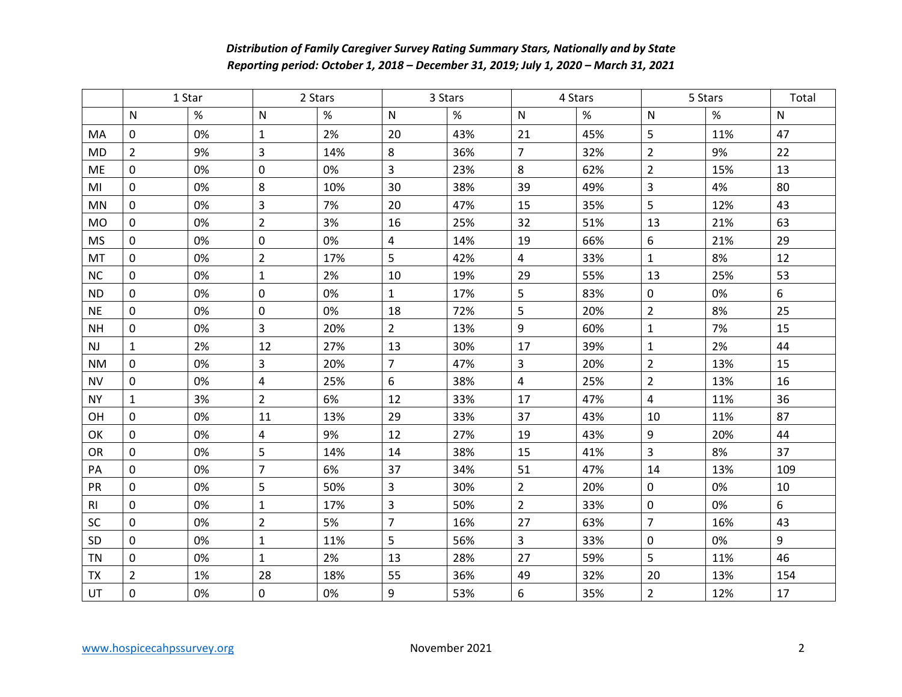***Distribution of Family Caregiver Survey Rating Summary Stars, Nationally and by State***
***Reporting period: October 1, 2018 – December 31, 2019; July 1, 2020 – March 31, 2021***

| | 1 Star | | 2 Stars | | 3 Stars | | 4 Stars | | 5 Stars | | Total |
|---|---|---|---|---|---|---|---|---|---|---|---|
| | N | % | N | % | N | % | N | % | N | % | N |
| MA | 0 | 0% | 1 | 2% | 20 | 43% | 21 | 45% | 5 | 11% | 47 |
| MD | 2 | 9% | 3 | 14% | 8 | 36% | 7 | 32% | 2 | 9% | 22 |
| ME | 0 | 0% | 0 | 0% | 3 | 23% | 8 | 62% | 2 | 15% | 13 |
| MI | 0 | 0% | 8 | 10% | 30 | 38% | 39 | 49% | 3 | 4% | 80 |
| MN | 0 | 0% | 3 | 7% | 20 | 47% | 15 | 35% | 5 | 12% | 43 |
| MO | 0 | 0% | 2 | 3% | 16 | 25% | 32 | 51% | 13 | 21% | 63 |
| MS | 0 | 0% | 0 | 0% | 4 | 14% | 19 | 66% | 6 | 21% | 29 |
| MT | 0 | 0% | 2 | 17% | 5 | 42% | 4 | 33% | 1 | 8% | 12 |
| NC | 0 | 0% | 1 | 2% | 10 | 19% | 29 | 55% | 13 | 25% | 53 |
| ND | 0 | 0% | 0 | 0% | 1 | 17% | 5 | 83% | 0 | 0% | 6 |
| NE | 0 | 0% | 0 | 0% | 18 | 72% | 5 | 20% | 2 | 8% | 25 |
| NH | 0 | 0% | 3 | 20% | 2 | 13% | 9 | 60% | 1 | 7% | 15 |
| NJ | 1 | 2% | 12 | 27% | 13 | 30% | 17 | 39% | 1 | 2% | 44 |
| NM | 0 | 0% | 3 | 20% | 7 | 47% | 3 | 20% | 2 | 13% | 15 |
| NV | 0 | 0% | 4 | 25% | 6 | 38% | 4 | 25% | 2 | 13% | 16 |
| NY | 1 | 3% | 2 | 6% | 12 | 33% | 17 | 47% | 4 | 11% | 36 |
| OH | 0 | 0% | 11 | 13% | 29 | 33% | 37 | 43% | 10 | 11% | 87 |
| OK | 0 | 0% | 4 | 9% | 12 | 27% | 19 | 43% | 9 | 20% | 44 |
| OR | 0 | 0% | 5 | 14% | 14 | 38% | 15 | 41% | 3 | 8% | 37 |
| PA | 0 | 0% | 7 | 6% | 37 | 34% | 51 | 47% | 14 | 13% | 109 |
| PR | 0 | 0% | 5 | 50% | 3 | 30% | 2 | 20% | 0 | 0% | 10 |
| RI | 0 | 0% | 1 | 17% | 3 | 50% | 2 | 33% | 0 | 0% | 6 |
| SC | 0 | 0% | 2 | 5% | 7 | 16% | 27 | 63% | 7 | 16% | 43 |
| SD | 0 | 0% | 1 | 11% | 5 | 56% | 3 | 33% | 0 | 0% | 9 |
| TN | 0 | 0% | 1 | 2% | 13 | 28% | 27 | 59% | 5 | 11% | 46 |
| TX | 2 | 1% | 28 | 18% | 55 | 36% | 49 | 32% | 20 | 13% | 154 |
| UT | 0 | 0% | 0 | 0% | 9 | 53% | 6 | 35% | 2 | 12% | 17 |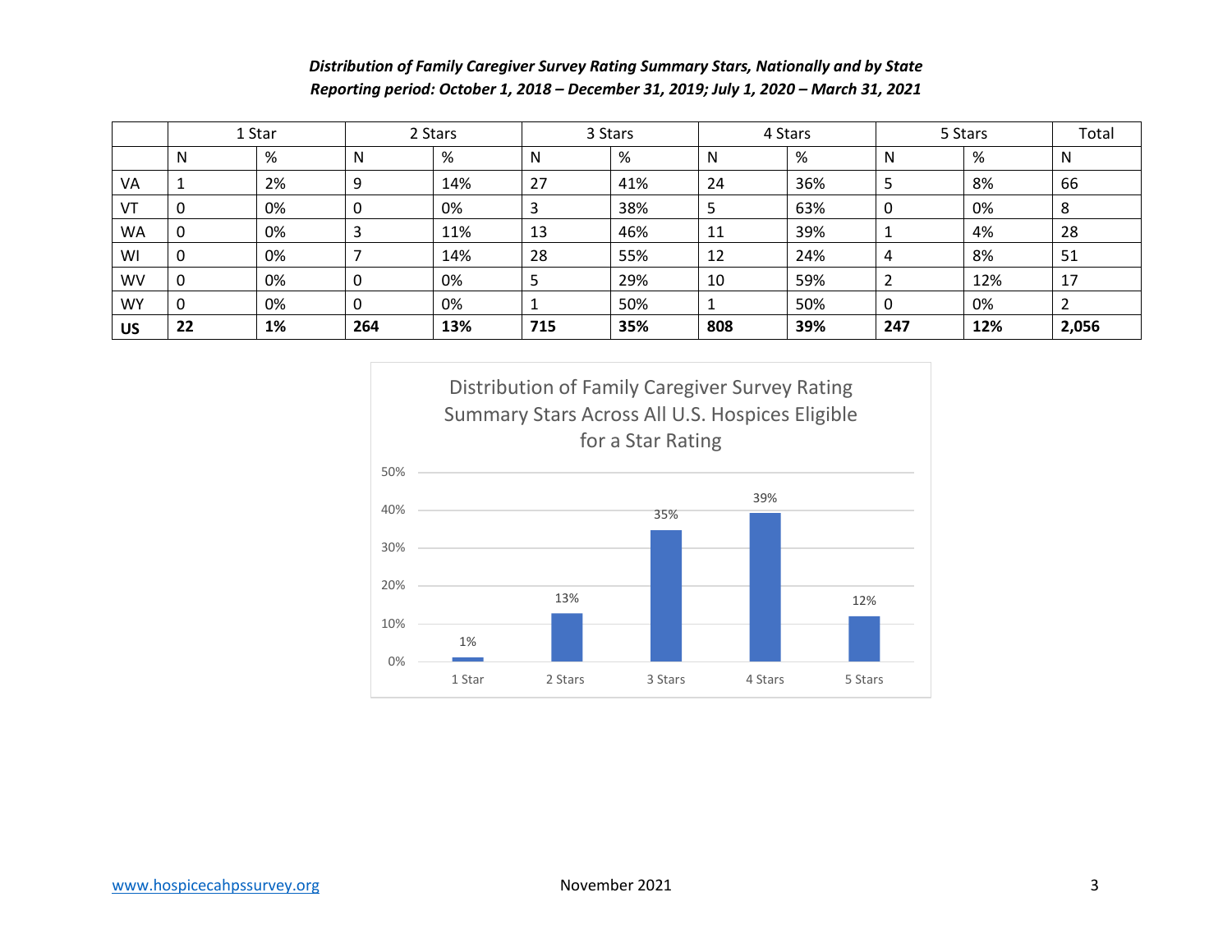***Distribution of Family Caregiver Survey Rating Summary Stars, Nationally and by State***
***Reporting period: October 1, 2018 – December 31, 2019; July 1, 2020 – March 31, 2021***

| | 1 Star | | 2 Stars | | 3 Stars | | 4 Stars | | 5 Stars | | Total |
|---|---|---|---|---|---|---|---|---|---|---|---|
| | N | % | N | % | N | % | N | % | N | % | N |
| VA | 1 | 2% | 9 | 14% | 27 | 41% | 24 | 36% | 5 | 8% | 66 |
| VT | 0 | 0% | 0 | 0% | 3 | 38% | 5 | 63% | 0 | 0% | 8 |
| WA | 0 | 0% | 3 | 11% | 13 | 46% | 11 | 39% | 1 | 4% | 28 |
| WI | 0 | 0% | 7 | 14% | 28 | 55% | 12 | 24% | 4 | 8% | 51 |
| WV | 0 | 0% | 0 | 0% | 5 | 29% | 10 | 59% | 2 | 12% | 17 |
| WY | 0 | 0% | 0 | 0% | 1 | 50% | 1 | 50% | 0 | 0% | 2 |
| **US** | **22** | **1%** | **264** | **13%** | **715** | **35%** | **808** | **39%** | **247** | **12%** | **2,056** |

Distribution of Family Caregiver Survey Rating Summary Stars Across All U.S. Hospices Eligible for a Star Rating

50%
40%
30%
20%
10%
0%

1%
13%
35%
39%
12%

1 Star
2 Stars
3 Stars
4 Stars
5 Stars

www.hospicecahpssurvey.org

November 2021